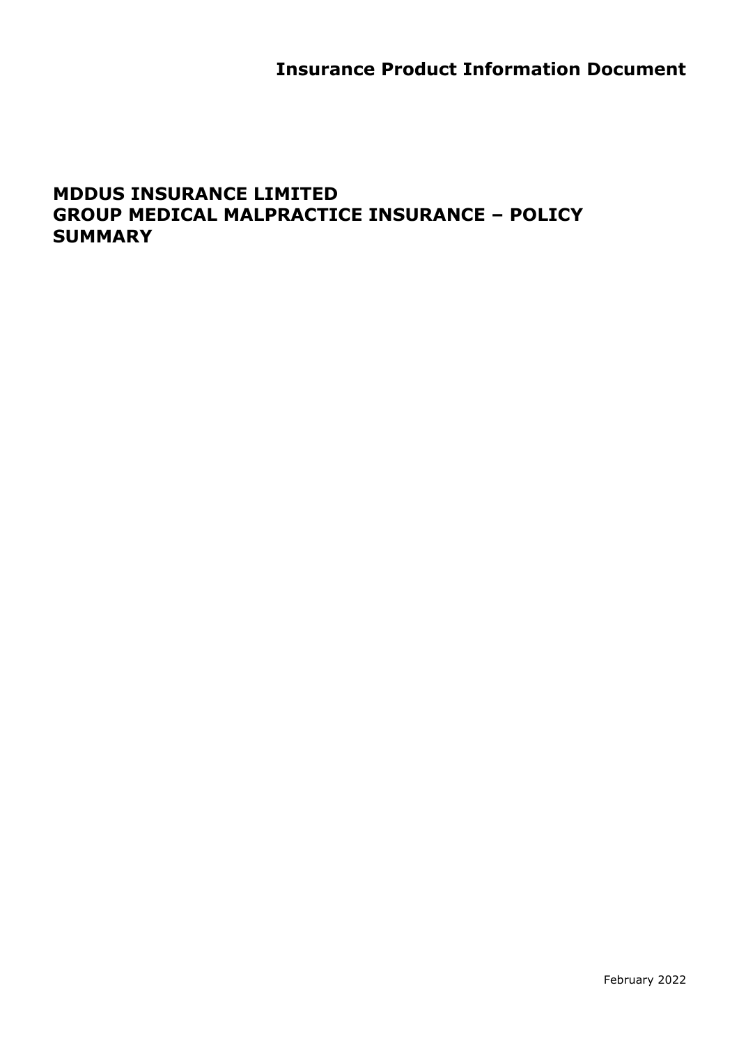# Insurance Product Information Document

## MDDUS INSURANCE LIMITED
## GROUP MEDICAL MALPRACTICE INSURANCE – POLICY SUMMARY

February 2022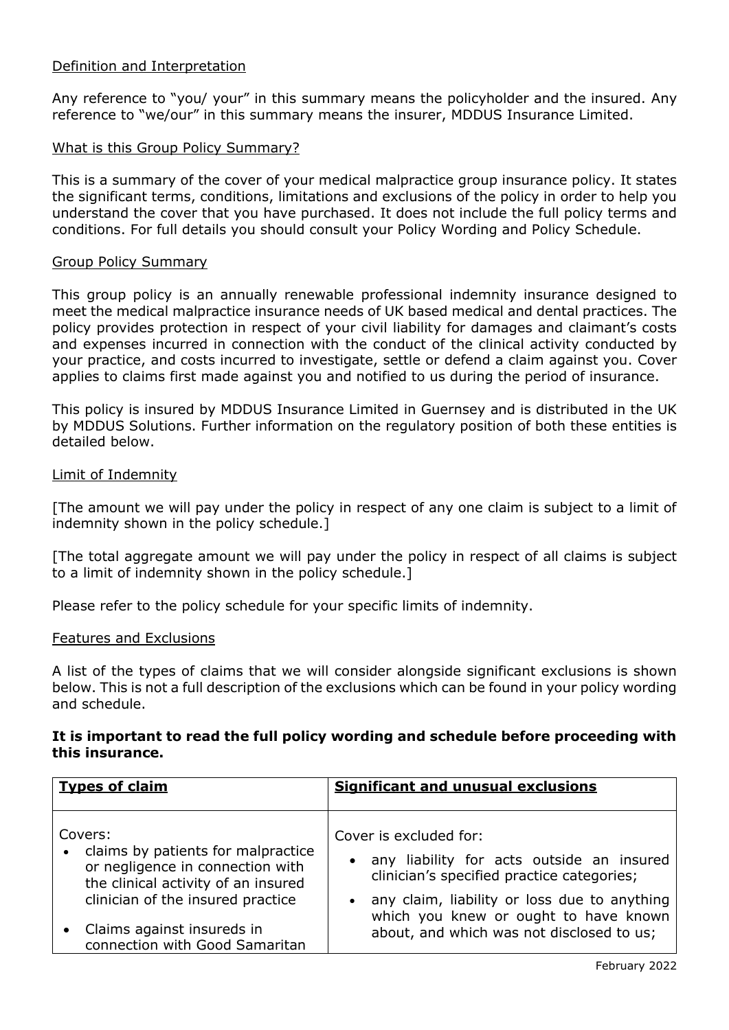## Definition and Interpretation

Any reference to "you/ your" in this summary means the policyholder and the insured. Any reference to "we/our" in this summary means the insurer, MDDUS Insurance Limited.

## What is this Group Policy Summary?

This is a summary of the cover of your medical malpractice group insurance policy. It states the significant terms, conditions, limitations and exclusions of the policy in order to help you understand the cover that you have purchased. It does not include the full policy terms and conditions. For full details you should consult your Policy Wording and Policy Schedule.

## Group Policy Summary

This group policy is an annually renewable professional indemnity insurance designed to meet the medical malpractice insurance needs of UK based medical and dental practices. The policy provides protection in respect of your civil liability for damages and claimant's costs and expenses incurred in connection with the conduct of the clinical activity conducted by your practice, and costs incurred to investigate, settle or defend a claim against you. Cover applies to claims first made against you and notified to us during the period of insurance.

This policy is insured by MDDUS Insurance Limited in Guernsey and is distributed in the UK by MDDUS Solutions. Further information on the regulatory position of both these entities is detailed below.

## Limit of Indemnity

[The amount we will pay under the policy in respect of any one claim is subject to a limit of indemnity shown in the policy schedule.]

[The total aggregate amount we will pay under the policy in respect of all claims is subject to a limit of indemnity shown in the policy schedule.]

Please refer to the policy schedule for your specific limits of indemnity.

## Features and Exclusions

A list of the types of claims that we will consider alongside significant exclusions is shown below. This is not a full description of the exclusions which can be found in your policy wording and schedule.

**It is important to read the full policy wording and schedule before proceeding with this insurance.**

| **Types of claim** | **Significant and unusual exclusions** |
|---|---|
| Covers:<br>• claims by patients for malpractice or negligence in connection with the clinical activity of an insured clinician of the insured practice<br>• Claims against insureds in connection with Good Samaritan | Cover is excluded for:<br>• any liability for acts outside an insured clinician's specified practice categories;<br>• any claim, liability or loss due to anything which you knew or ought to have known about, and which was not disclosed to us; |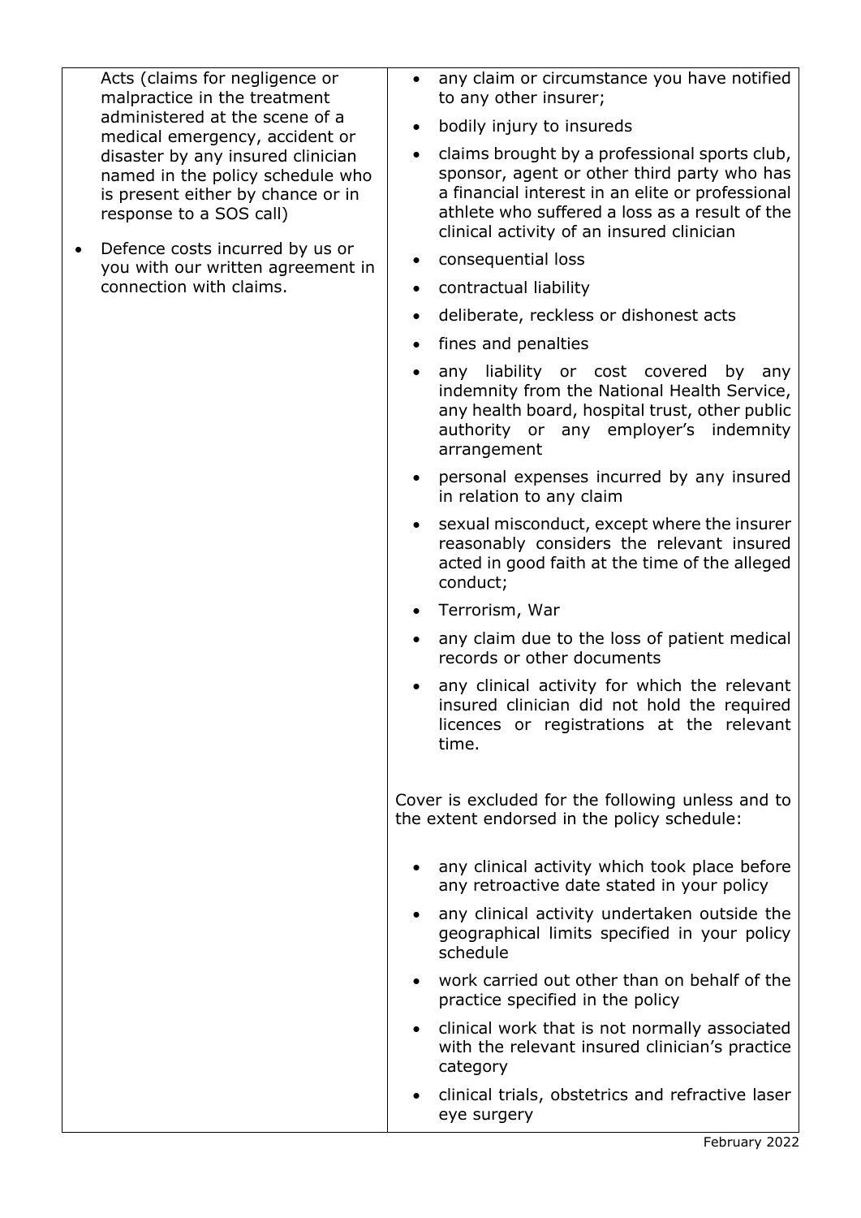| | |
|---|---|
| Acts (claims for negligence or malpractice in the treatment administered at the scene of a medical emergency, accident or disaster by any insured clinician named in the policy schedule who is present either by chance or in response to a SOS call)<br><br>• Defence costs incurred by us or you with our written agreement in connection with claims. | • any claim or circumstance you have notified to any other insurer;<br>• bodily injury to insureds<br>• claims brought by a professional sports club, sponsor, agent or other third party who has a financial interest in an elite or professional athlete who suffered a loss as a result of the clinical activity of an insured clinician<br>• consequential loss<br>• contractual liability<br>• deliberate, reckless or dishonest acts<br>• fines and penalties<br>• any liability or cost covered by any indemnity from the National Health Service, any health board, hospital trust, other public authority or any employer's indemnity arrangement<br>• personal expenses incurred by any insured in relation to any claim<br>• sexual misconduct, except where the insurer reasonably considers the relevant insured acted in good faith at the time of the alleged conduct;<br>• Terrorism, War<br>• any claim due to the loss of patient medical records or other documents<br>• any clinical activity for which the relevant insured clinician did not hold the required licences or registrations at the relevant time.<br><br>Cover is excluded for the following unless and to the extent endorsed in the policy schedule:<br><br>• any clinical activity which took place before any retroactive date stated in your policy<br>• any clinical activity undertaken outside the geographical limits specified in your policy schedule<br>• work carried out other than on behalf of the practice specified in the policy<br>• clinical work that is not normally associated with the relevant insured clinician's practice category<br>• clinical trials, obstetrics and refractive laser eye surgery |

February 2022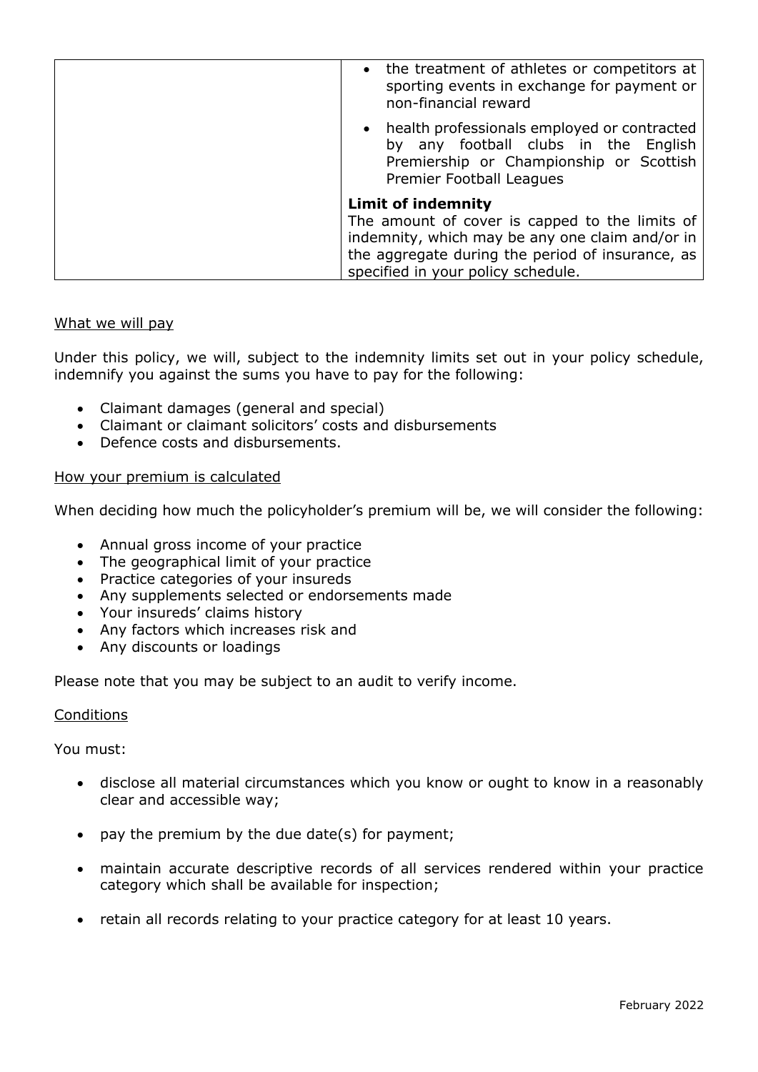| | • the treatment of athletes or competitors at sporting events in exchange for payment or non-financial reward<br><br>• health professionals employed or contracted by any football clubs in the English Premiership or Championship or Scottish Premier Football Leagues<br><br>**Limit of indemnity**<br>The amount of cover is capped to the limits of indemnity, which may be any one claim and/or in the aggregate during the period of insurance, as specified in your policy schedule. |
|---|---|

What we will pay

Under this policy, we will, subject to the indemnity limits set out in your policy schedule, indemnify you against the sums you have to pay for the following:

- Claimant damages (general and special)
- Claimant or claimant solicitors' costs and disbursements
- Defence costs and disbursements.

How your premium is calculated

When deciding how much the policyholder's premium will be, we will consider the following:

- Annual gross income of your practice
- The geographical limit of your practice
- Practice categories of your insureds
- Any supplements selected or endorsements made
- Your insureds' claims history
- Any factors which increases risk and
- Any discounts or loadings

Please note that you may be subject to an audit to verify income.

Conditions

You must:

- disclose all material circumstances which you know or ought to know in a reasonably clear and accessible way;
- pay the premium by the due date(s) for payment;
- maintain accurate descriptive records of all services rendered within your practice category which shall be available for inspection;
- retain all records relating to your practice category for at least 10 years.

February 2022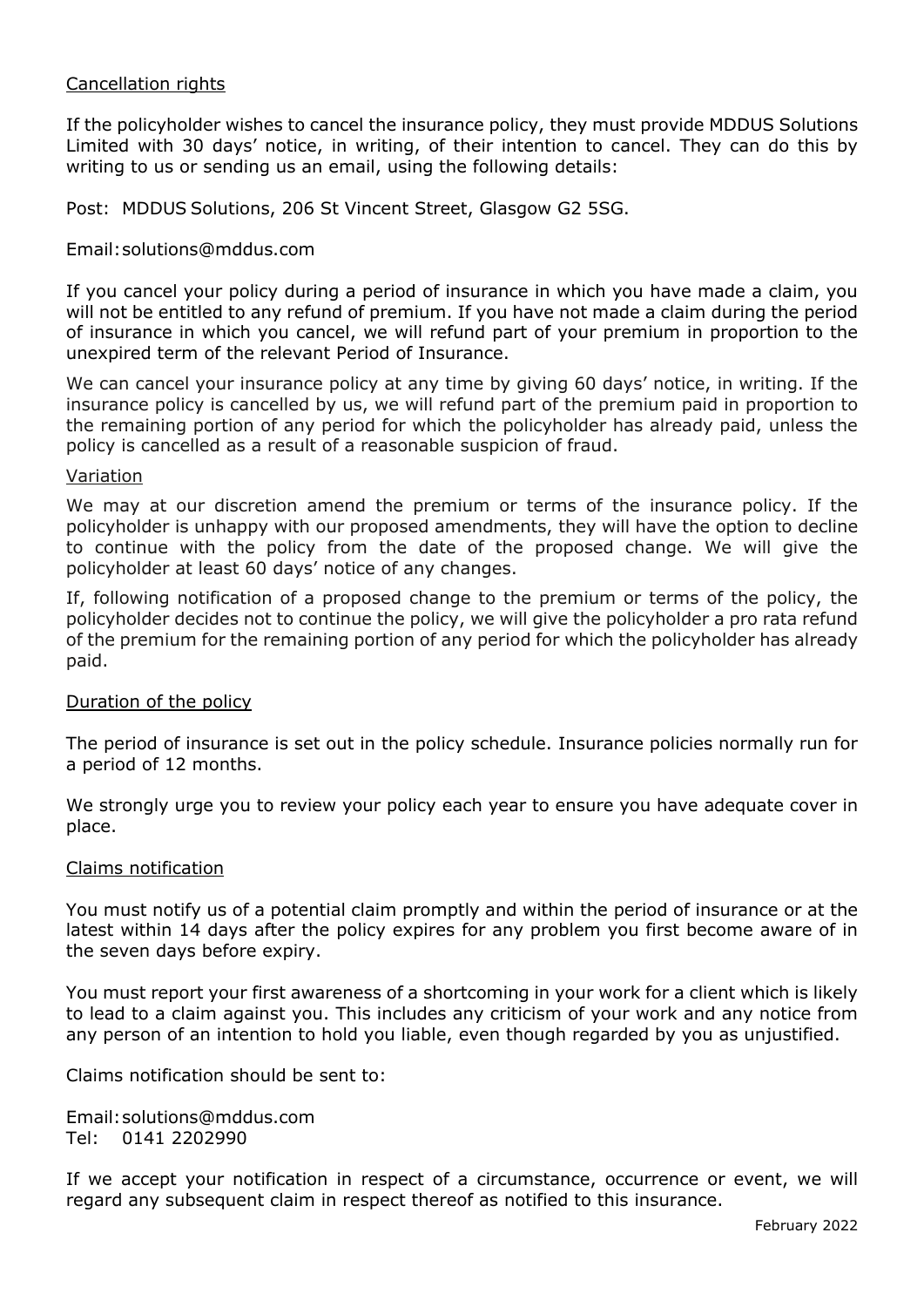## Cancellation rights

If the policyholder wishes to cancel the insurance policy, they must provide MDDUS Solutions Limited with 30 days' notice, in writing, of their intention to cancel. They can do this by writing to us or sending us an email, using the following details:

Post: MDDUS Solutions, 206 St Vincent Street, Glasgow G2 5SG.

Email: solutions@mddus.com

If you cancel your policy during a period of insurance in which you have made a claim, you will not be entitled to any refund of premium. If you have not made a claim during the period of insurance in which you cancel, we will refund part of your premium in proportion to the unexpired term of the relevant Period of Insurance.

We can cancel your insurance policy at any time by giving 60 days' notice, in writing. If the insurance policy is cancelled by us, we will refund part of the premium paid in proportion to the remaining portion of any period for which the policyholder has already paid, unless the policy is cancelled as a result of a reasonable suspicion of fraud.

## Variation

We may at our discretion amend the premium or terms of the insurance policy. If the policyholder is unhappy with our proposed amendments, they will have the option to decline to continue with the policy from the date of the proposed change. We will give the policyholder at least 60 days' notice of any changes.

If, following notification of a proposed change to the premium or terms of the policy, the policyholder decides not to continue the policy, we will give the policyholder a pro rata refund of the premium for the remaining portion of any period for which the policyholder has already paid.

## Duration of the policy

The period of insurance is set out in the policy schedule. Insurance policies normally run for a period of 12 months.

We strongly urge you to review your policy each year to ensure you have adequate cover in place.

## Claims notification

You must notify us of a potential claim promptly and within the period of insurance or at the latest within 14 days after the policy expires for any problem you first become aware of in the seven days before expiry.

You must report your first awareness of a shortcoming in your work for a client which is likely to lead to a claim against you. This includes any criticism of your work and any notice from any person of an intention to hold you liable, even though regarded by you as unjustified.

Claims notification should be sent to:

Email: solutions@mddus.com
Tel: 0141 2202990

If we accept your notification in respect of a circumstance, occurrence or event, we will regard any subsequent claim in respect thereof as notified to this insurance.

February 2022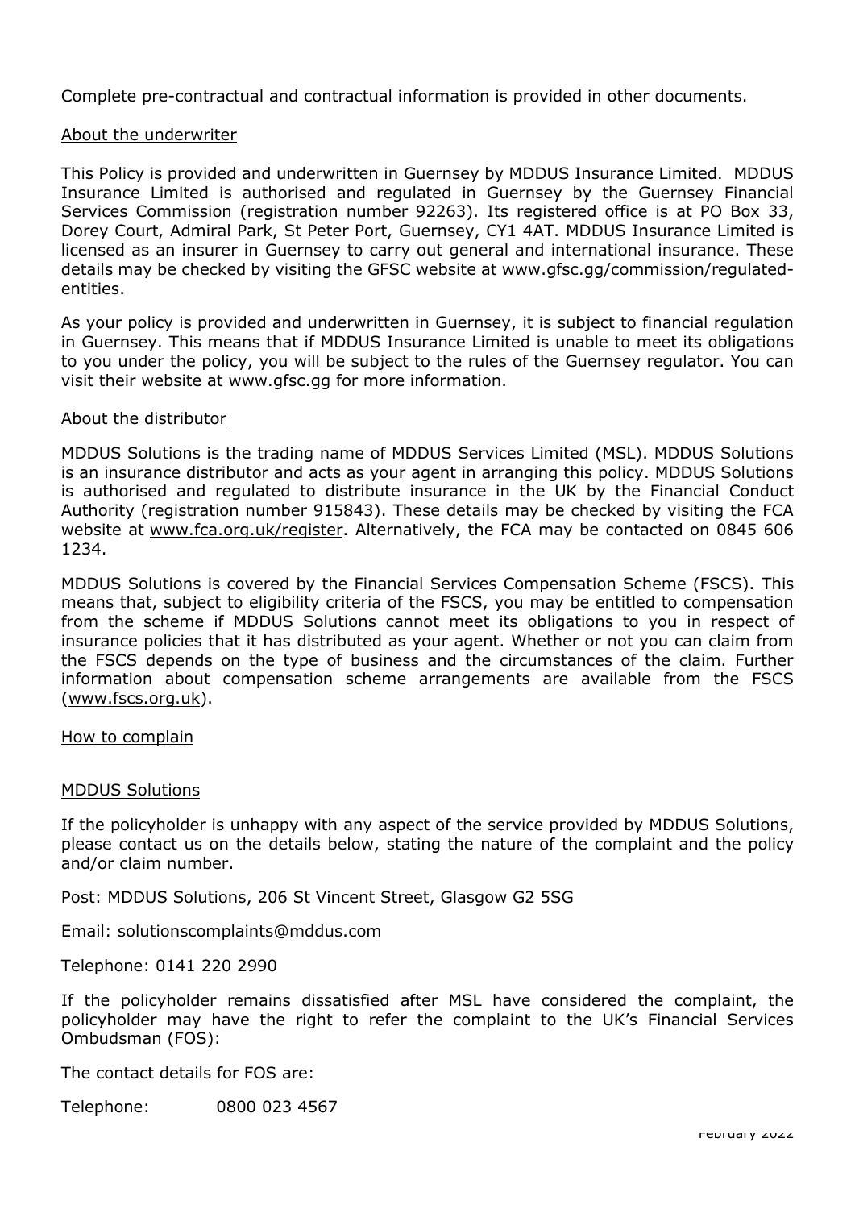Complete pre-contractual and contractual information is provided in other documents.

## About the underwriter

This Policy is provided and underwritten in Guernsey by MDDUS Insurance Limited. MDDUS Insurance Limited is authorised and regulated in Guernsey by the Guernsey Financial Services Commission (registration number 92263). Its registered office is at PO Box 33, Dorey Court, Admiral Park, St Peter Port, Guernsey, CY1 4AT. MDDUS Insurance Limited is licensed as an insurer in Guernsey to carry out general and international insurance. These details may be checked by visiting the GFSC website at www.gfsc.gg/commission/regulated-entities.

As your policy is provided and underwritten in Guernsey, it is subject to financial regulation in Guernsey. This means that if MDDUS Insurance Limited is unable to meet its obligations to you under the policy, you will be subject to the rules of the Guernsey regulator. You can visit their website at www.gfsc.gg for more information.

## About the distributor

MDDUS Solutions is the trading name of MDDUS Services Limited (MSL). MDDUS Solutions is an insurance distributor and acts as your agent in arranging this policy. MDDUS Solutions is authorised and regulated to distribute insurance in the UK by the Financial Conduct Authority (registration number 915843). These details may be checked by visiting the FCA website at www.fca.org.uk/register. Alternatively, the FCA may be contacted on 0845 606 1234.

MDDUS Solutions is covered by the Financial Services Compensation Scheme (FSCS). This means that, subject to eligibility criteria of the FSCS, you may be entitled to compensation from the scheme if MDDUS Solutions cannot meet its obligations to you in respect of insurance policies that it has distributed as your agent. Whether or not you can claim from the FSCS depends on the type of business and the circumstances of the claim. Further information about compensation scheme arrangements are available from the FSCS (www.fscs.org.uk).

## How to complain

### MDDUS Solutions

If the policyholder is unhappy with any aspect of the service provided by MDDUS Solutions, please contact us on the details below, stating the nature of the complaint and the policy and/or claim number.

Post: MDDUS Solutions, 206 St Vincent Street, Glasgow G2 5SG

Email: solutionscomplaints@mddus.com

Telephone: 0141 220 2990

If the policyholder remains dissatisfied after MSL have considered the complaint, the policyholder may have the right to refer the complaint to the UK's Financial Services Ombudsman (FOS):

The contact details for FOS are:

Telephone: 0800 023 4567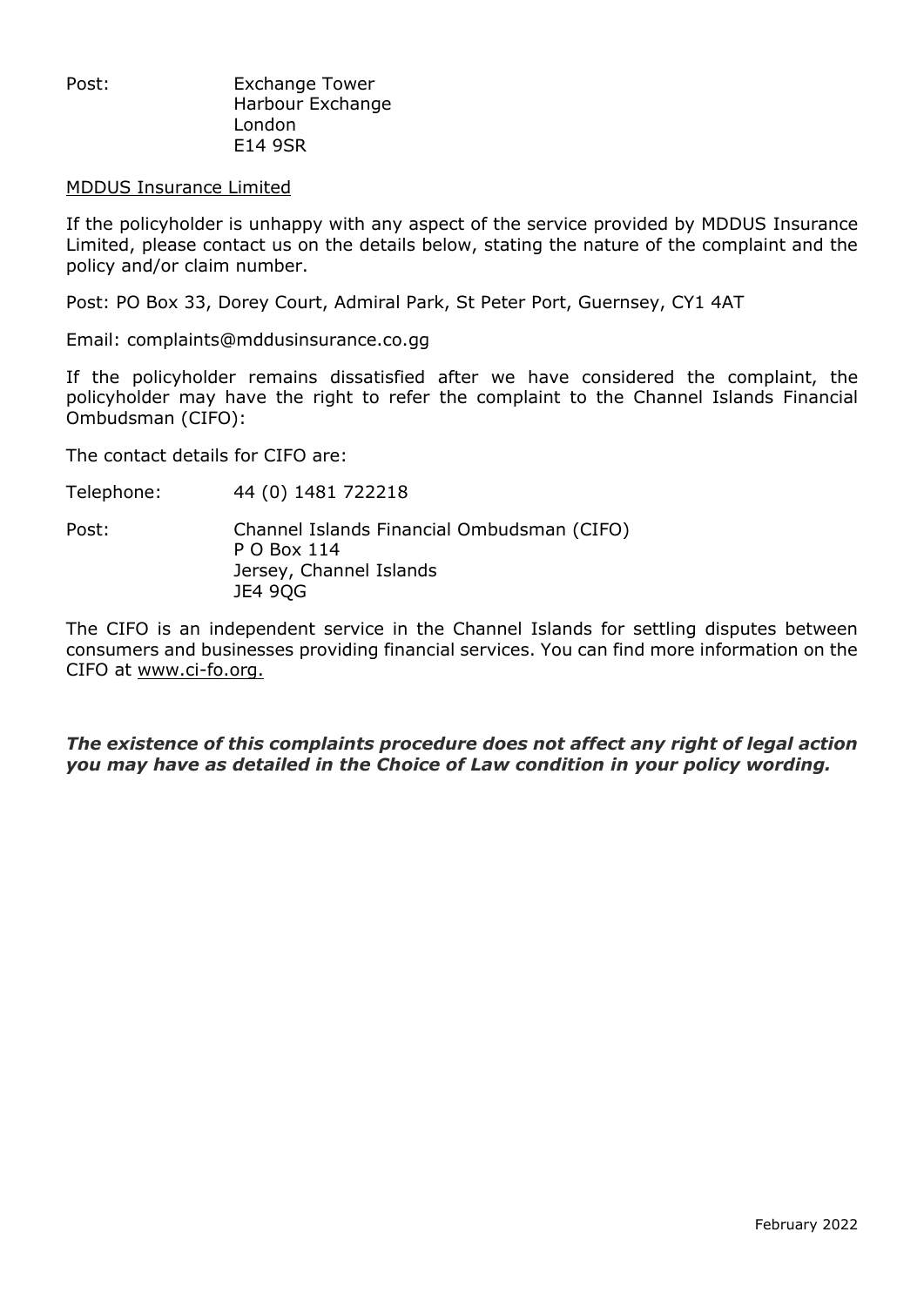Post: Exchange Tower
Harbour Exchange
London
E14 9SR

<u>MDDUS Insurance Limited</u>

If the policyholder is unhappy with any aspect of the service provided by MDDUS Insurance Limited, please contact us on the details below, stating the nature of the complaint and the policy and/or claim number.

Post: PO Box 33, Dorey Court, Admiral Park, St Peter Port, Guernsey, CY1 4AT

Email: complaints@mddusinsurance.co.gg

If the policyholder remains dissatisfied after we have considered the complaint, the policyholder may have the right to refer the complaint to the Channel Islands Financial Ombudsman (CIFO):

The contact details for CIFO are:

Telephone: 44 (0) 1481 722218

Post: Channel Islands Financial Ombudsman (CIFO)
P O Box 114
Jersey, Channel Islands
JE4 9QG

The CIFO is an independent service in the Channel Islands for settling disputes between consumers and businesses providing financial services. You can find more information on the CIFO at www.ci-fo.org.

***The existence of this complaints procedure does not affect any right of legal action you may have as detailed in the Choice of Law condition in your policy wording.***

February 2022